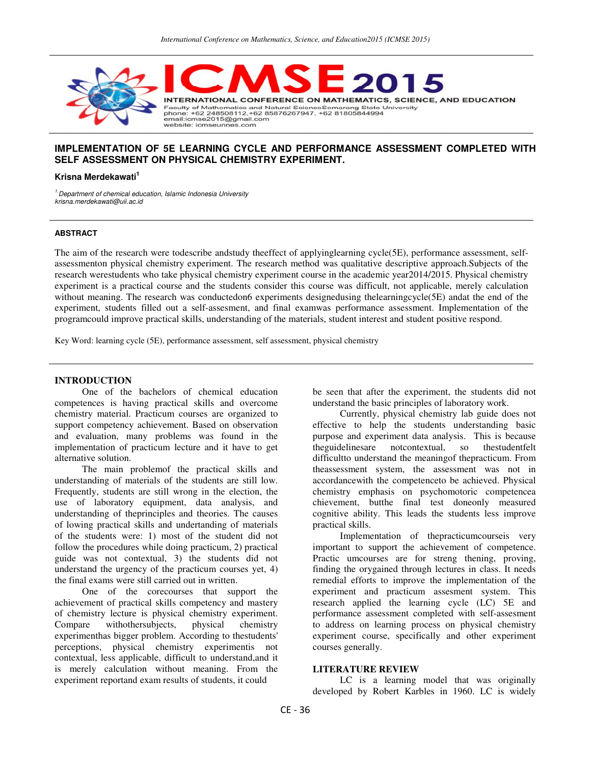# IMPLEMENTATION OF 5E LEARNING CYCLE AND PERFORMANCE ASSESSMENT COMPLETED WITH SELF ASSESSMENT ON PHYSICAL CHEMISTRY EXPERIMENT.

**Krisna Merdekawati[1]**

*[1]Department of chemical education, Islamic Indonesia University*
*krisna.merdekawati@uii.ac.id*

## ABSTRACT

The aim of the research were todescribe andstudy theeffect of applyinglearning cycle(5E), performance assessment, self-assessmenton physical chemistry experiment. The research method was qualitative descriptive approach.Subjects of the research werestudents who take physical chemistry experiment course in the academic year2014/2015. Physical chemistry experiment is a practical course and the students consider this course was difficult, not applicable, merely calculation without meaning. The research was conductedon6 experiments designedusing thelearningcycle(5E) andat the end of the experiment, students filled out a self-assesment, and final examwas performance assessment. Implementation of the programcould improve practical skills, understanding of the materials, student interest and student positive respond.

Key Word: learning cycle (5E), performance assessment, self assessment, physical chemistry

## INTRODUCTION

One of the bachelors of chemical education competences is having practical skills and overcome chemistry material. Practicum courses are organized to support competency achievement. Based on observation and evaluation, many problems was found in the implementation of practicum lecture and it have to get alternative solution.

The main problemof the practical skills and understanding of materials of the students are still low. Frequently, students are still wrong in the election, the use of laboratory equipment, data analysis, and understanding of theprinciples and theories. The causes of lowing practical skills and undertanding of materials of the students were: 1) most of the student did not follow the procedures while doing practicum, 2) practical guide was not contextual, 3) the students did not understand the urgency of the practicum courses yet, 4) the final exams were still carried out in written.

One of the corecourses that support the achievement of practical skills competency and mastery of chemistry lecture is physical chemistry experiment. Compare withothersubjects, physical chemistry experimenthas bigger problem. According to thestudents' perceptions, physical chemistry experimentis not contextual, less applicable, difficult to understand,and it is merely calculation without meaning. From the experiment reportand exam results of students, it could be seen that after the experiment, the students did not understand the basic principles of laboratory work.

Currently, physical chemistry lab guide does not effective to help the students understanding basic purpose and experiment data analysis. This is because theguidelinesare notcontextual, so thestudentfelt difficultto understand the meaningof thepracticum. From theassessment system, the assessment was not in accordancewith the competenceto be achieved. Physical chemistry emphasis on psychomotoric competencea chievement, butthe final test doneonly measured cognitive ability. This leads the students less improve practical skills.

Implementation of thepracticumcourseis very important to support the achievement of competence. Practic umcourses are for streng thening, proving, finding the orygained through lectures in class. It needs remedial efforts to improve the implementation of the experiment and practicum assesment system. This research applied the learning cycle (LC) 5E and performance assessment completed with self-assesment to address on learning process on physical chemistry experiment course, specifically and other experiment courses generally.

## LITERATURE REVIEW

LC is a learning model that was originally developed by Robert Karbles in 1960. LC is widely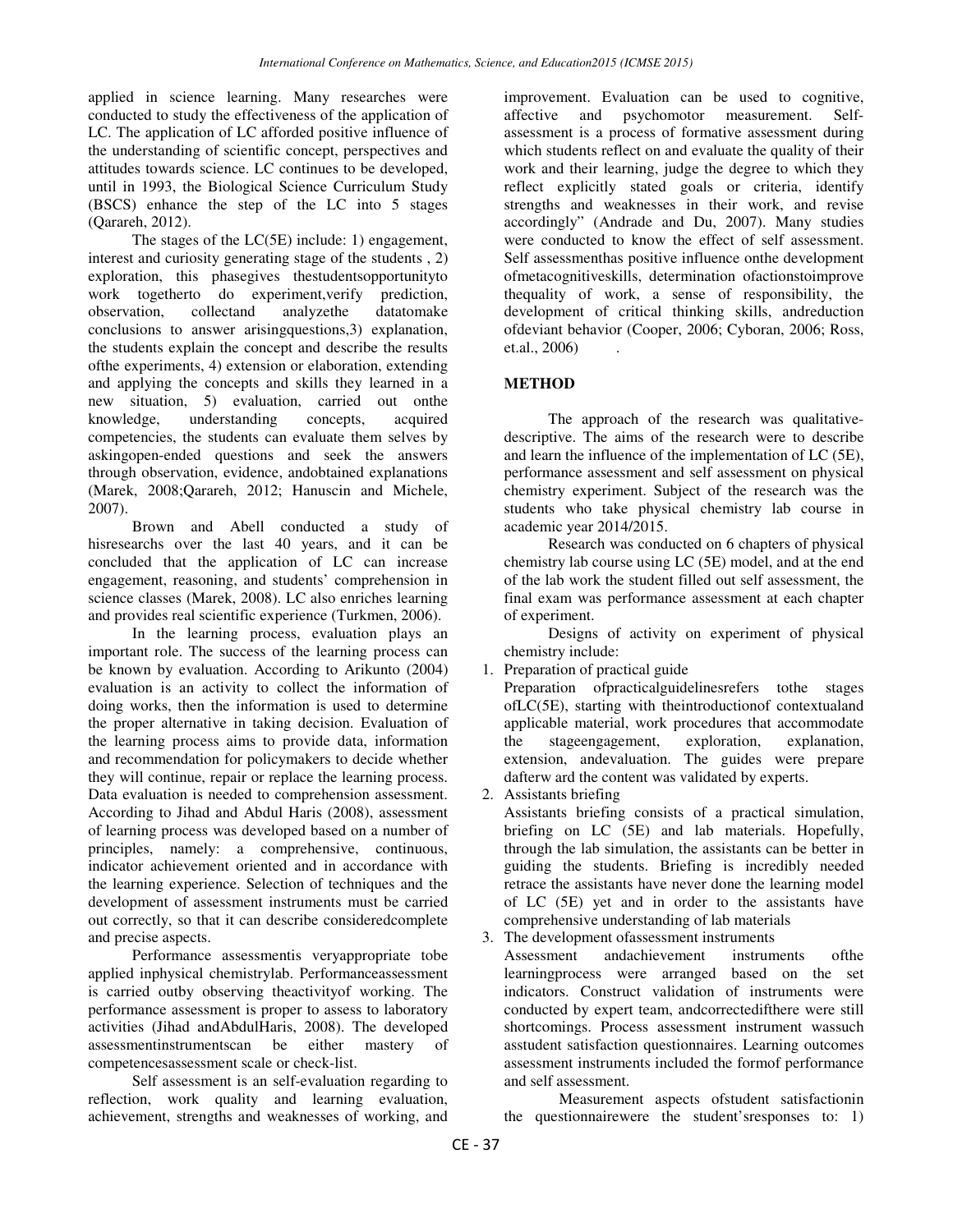applied in science learning. Many researches were conducted to study the effectiveness of the application of LC. The application of LC afforded positive influence of the understanding of scientific concept, perspectives and attitudes towards science. LC continues to be developed, until in 1993, the Biological Science Curriculum Study (BSCS) enhance the step of the LC into 5 stages (Qarareh, 2012).

The stages of the LC(5E) include: 1) engagement, interest and curiosity generating stage of the students , 2) exploration, this phasegives thestudentsopportunityto work togetherto do experiment,verify prediction, observation, collectand analyzethe datatomake conclusions to answer arisingquestions,3) explanation, the students explain the concept and describe the results ofthe experiments, 4) extension or elaboration, extending and applying the concepts and skills they learned in a new situation, 5) evaluation, carried out onthe knowledge, understanding concepts, acquired competencies, the students can evaluate them selves by askingopen-ended questions and seek the answers through observation, evidence, andobtained explanations (Marek, 2008;Qarareh, 2012; Hanuscin and Michele, 2007).

Brown and Abell conducted a study of hisresearchs over the last 40 years, and it can be concluded that the application of LC can increase engagement, reasoning, and students' comprehension in science classes (Marek, 2008). LC also enriches learning and provides real scientific experience (Turkmen, 2006).

In the learning process, evaluation plays an important role. The success of the learning process can be known by evaluation. According to Arikunto (2004) evaluation is an activity to collect the information of doing works, then the information is used to determine the proper alternative in taking decision. Evaluation of the learning process aims to provide data, information and recommendation for policymakers to decide whether they will continue, repair or replace the learning process. Data evaluation is needed to comprehension assessment. According to Jihad and Abdul Haris (2008), assessment of learning process was developed based on a number of principles, namely: a comprehensive, continuous, indicator achievement oriented and in accordance with the learning experience. Selection of techniques and the development of assessment instruments must be carried out correctly, so that it can describe consideredcomplete and precise aspects.

Performance assessmentis veryappropriate tobe applied inphysical chemistrylab. Performanceassessment is carried outby observing theactivityof working. The performance assessment is proper to assess to laboratory activities (Jihad andAbdulHaris, 2008). The developed assessmentinstrumentscan be either mastery of competencesassessment scale or check-list.

Self assessment is an self-evaluation regarding to reflection, work quality and learning evaluation, achievement, strengths and weaknesses of working, and improvement. Evaluation can be used to cognitive, affective and psychomotor measurement. Self-assessment is a process of formative assessment during which students reflect on and evaluate the quality of their work and their learning, judge the degree to which they reflect explicitly stated goals or criteria, identify strengths and weaknesses in their work, and revise accordingly" (Andrade and Du, 2007). Many studies were conducted to know the effect of self assessment. Self assessmenthas positive influence onthe development ofmetacognitiveskills, determination ofactionstoimprove thequality of work, a sense of responsibility, the development of critical thinking skills, andreduction ofdeviant behavior (Cooper, 2006; Cyboran, 2006; Ross, et.al., 2006) .

## METHOD

The approach of the research was qualitative-descriptive. The aims of the research were to describe and learn the influence of the implementation of LC (5E), performance assessment and self assessment on physical chemistry experiment. Subject of the research was the students who take physical chemistry lab course in academic year 2014/2015.

Research was conducted on 6 chapters of physical chemistry lab course using LC (5E) model, and at the end of the lab work the student filled out self assessment, the final exam was performance assessment at each chapter of experiment.

Designs of activity on experiment of physical chemistry include:

1. Preparation of practical guide
   Preparation ofpracticalguidelinesrefers tothe stages ofLC(5E), starting with theintroductionof contextualand applicable material, work procedures that accommodate the stageengagement, exploration, explanation, extension, andevaluation. The guides were prepare dafterw ard the content was validated by experts.
2. Assistants briefing
   Assistants briefing consists of a practical simulation, briefing on LC (5E) and lab materials. Hopefully, through the lab simulation, the assistants can be better in guiding the students. Briefing is incredibly needed retrace the assistants have never done the learning model of LC (5E) yet and in order to the assistants have comprehensive understanding of lab materials
3. The development ofassessment instruments
   Assessment andachievement instruments ofthe learningprocess were arranged based on the set indicators. Construct validation of instruments were conducted by expert team, andcorrectedifthere were still shortcomings. Process assessment instrument wassuch asstudent satisfaction questionnaires. Learning outcomes assessment instruments included the formof performance and self assessment.

Measurement aspects ofstudent satisfactionin the questionnairewere the student'sresponses to: 1)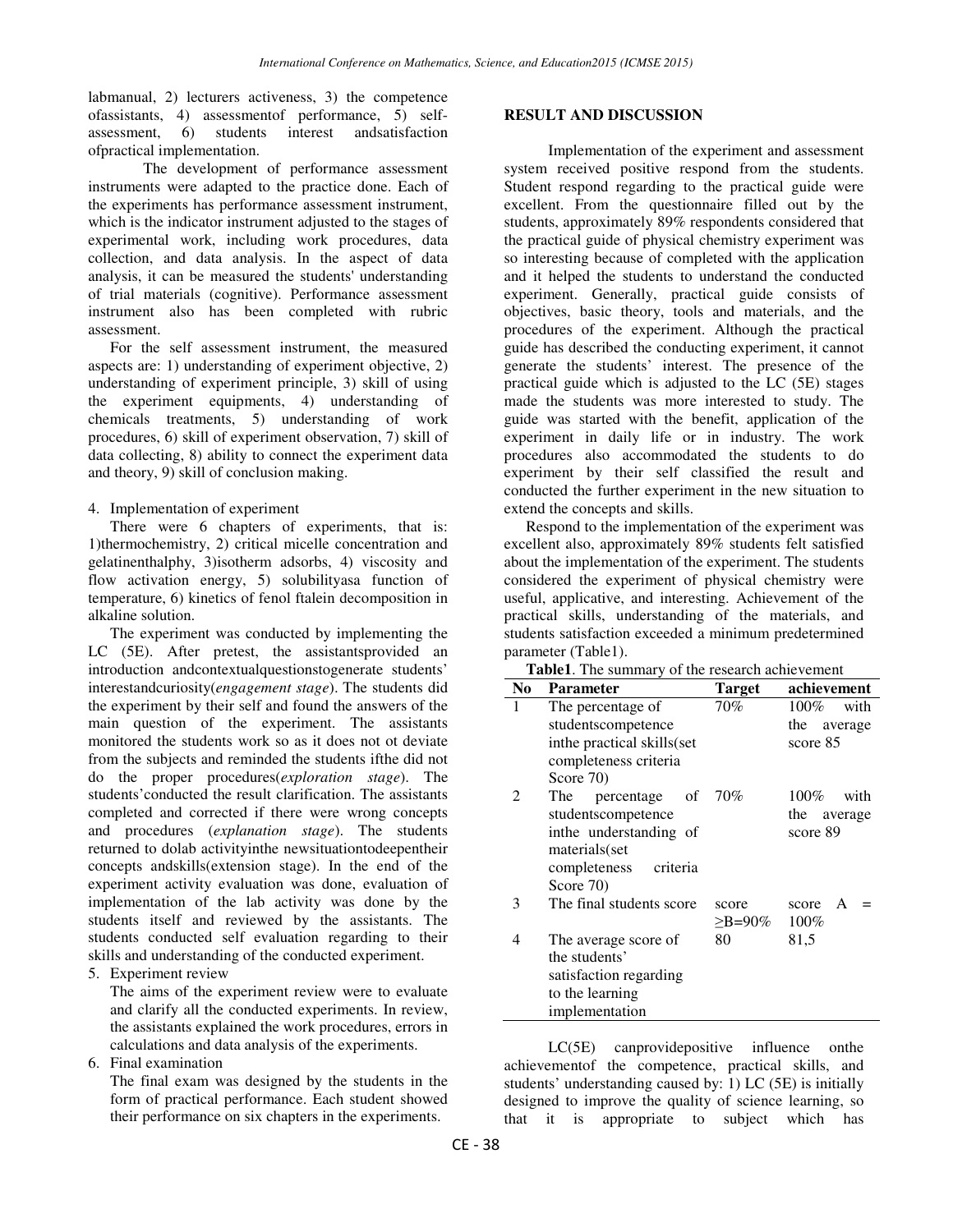labmanual, 2) lecturers activeness, 3) the competence ofassistants, 4) assessmentof performance, 5) self-assessment, 6) students interest andsatisfaction ofpractical implementation.

The development of performance assessment instruments were adapted to the practice done. Each of the experiments has performance assessment instrument, which is the indicator instrument adjusted to the stages of experimental work, including work procedures, data collection, and data analysis. In the aspect of data analysis, it can be measured the students' understanding of trial materials (cognitive). Performance assessment instrument also has been completed with rubric assessment.

For the self assessment instrument, the measured aspects are: 1) understanding of experiment objective, 2) understanding of experiment principle, 3) skill of using the experiment equipments, 4) understanding of chemicals treatments, 5) understanding of work procedures, 6) skill of experiment observation, 7) skill of data collecting, 8) ability to connect the experiment data and theory, 9) skill of conclusion making.

4. Implementation of experiment

There were 6 chapters of experiments, that is: 1)thermochemistry, 2) critical micelle concentration and gelatinenthalphy, 3)isotherm adsorbs, 4) viscosity and flow activation energy, 5) solubilityasa function of temperature, 6) kinetics of fenol ftalein decomposition in alkaline solution.

The experiment was conducted by implementing the LC (5E). After pretest, the assistantsprovided an introduction andcontextualquestionstogenerate students' interestandcuriosity(*engagement stage*). The students did the experiment by their self and found the answers of the main question of the experiment. The assistants monitored the students work so as it does not ot deviate from the subjects and reminded the students ifthe did not do the proper procedures(*exploration stage*). The students'conducted the result clarification. The assistants completed and corrected if there were wrong concepts and procedures (*explanation stage*). The students returned to dolab activityinthe newsituationtodeepentheir concepts andskills(extension stage). In the end of the experiment activity evaluation was done, evaluation of implementation of the lab activity was done by the students itself and reviewed by the assistants. The students conducted self evaluation regarding to their skills and understanding of the conducted experiment.

5. Experiment review

   The aims of the experiment review were to evaluate and clarify all the conducted experiments. In review, the assistants explained the work procedures, errors in calculations and data analysis of the experiments.

6. Final examination

   The final exam was designed by the students in the form of practical performance. Each student showed their performance on six chapters in the experiments.

## RESULT AND DISCUSSION

Implementation of the experiment and assessment system received positive respond from the students. Student respond regarding to the practical guide were excellent. From the questionnaire filled out by the students, approximately 89% respondents considered that the practical guide of physical chemistry experiment was so interesting because of completed with the application and it helped the students to understand the conducted experiment. Generally, practical guide consists of objectives, basic theory, tools and materials, and the procedures of the experiment. Although the practical guide has described the conducting experiment, it cannot generate the students' interest. The presence of the practical guide which is adjusted to the LC (5E) stages made the students was more interested to study. The guide was started with the benefit, application of the experiment in daily life or in industry. The work procedures also accommodated the students to do experiment by their self classified the result and conducted the further experiment in the new situation to extend the concepts and skills.

Respond to the implementation of the experiment was excellent also, approximately 89% students felt satisfied about the implementation of the experiment. The students considered the experiment of physical chemistry were useful, applicative, and interesting. Achievement of the practical skills, understanding of the materials, and students satisfaction exceeded a minimum predetermined parameter (Table1).

**Table1**. The summary of the research achievement

| No | Parameter | Target | achievement |
|---|---|---|---|
| 1 | The percentage of studentscompetence inthe practical skills(set completeness criteria Score 70) | 70% | 100% with the average score 85 |
| 2 | The percentage of studentscompetence inthe understanding of materials(set completeness criteria Score 70) | 70% | 100% with the average score 89 |
| 3 | The final students score | score ≥B=90% | score A = 100% |
| 4 | The average score of the students' satisfaction regarding to the learning implementation | 80 | 81,5 |

LC(5E) canprovidepositive influence onthe achievementof the competence, practical skills, and students' understanding caused by: 1) LC (5E) is initially designed to improve the quality of science learning, so that it is appropriate to subject which has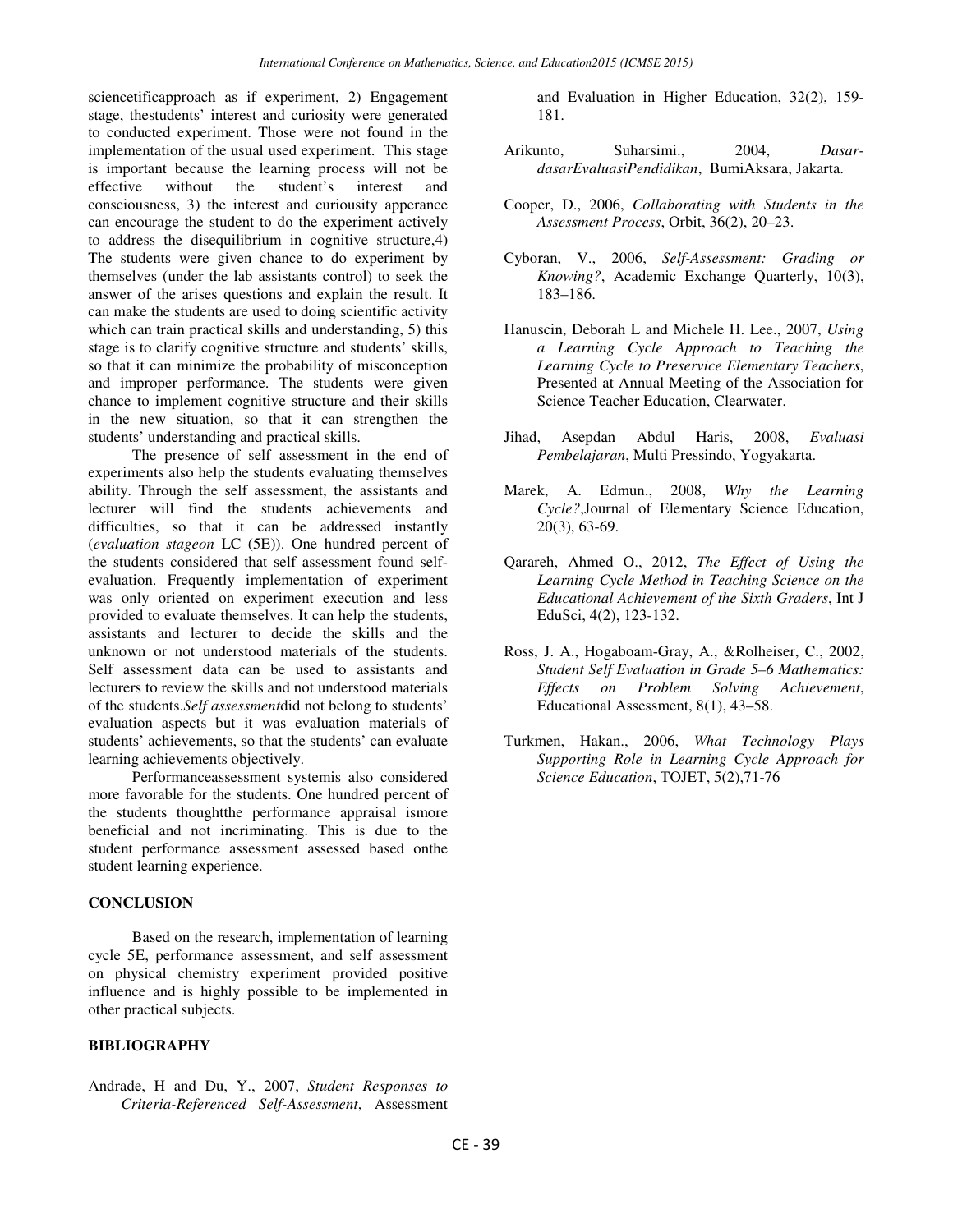sciencetificapproach as if experiment, 2) Engagement stage, thestudents' interest and curiosity were generated to conducted experiment. Those were not found in the implementation of the usual used experiment. This stage is important because the learning process will not be effective without the student's interest and consciousness, 3) the interest and curiousity apperance can encourage the student to do the experiment actively to address the disequilibrium in cognitive structure,4) The students were given chance to do experiment by themselves (under the lab assistants control) to seek the answer of the arises questions and explain the result. It can make the students are used to doing scientific activity which can train practical skills and understanding, 5) this stage is to clarify cognitive structure and students' skills, so that it can minimize the probability of misconception and improper performance. The students were given chance to implement cognitive structure and their skills in the new situation, so that it can strengthen the students' understanding and practical skills.

The presence of self assessment in the end of experiments also help the students evaluating themselves ability. Through the self assessment, the assistants and lecturer will find the students achievements and difficulties, so that it can be addressed instantly (*evaluation stageon* LC (5E)). One hundred percent of the students considered that self assessment found self-evaluation. Frequently implementation of experiment was only oriented on experiment execution and less provided to evaluate themselves. It can help the students, assistants and lecturer to decide the skills and the unknown or not understood materials of the students. Self assessment data can be used to assistants and lecturers to review the skills and not understood materials of the students.*Self assessment*did not belong to students' evaluation aspects but it was evaluation materials of students' achievements, so that the students' can evaluate learning achievements objectively.

Performanceassessment systemis also considered more favorable for the students. One hundred percent of the students thoughtthe performance appraisal ismore beneficial and not incriminating. This is due to the student performance assessment assessed based onthe student learning experience.

## CONCLUSION

Based on the research, implementation of learning cycle 5E, performance assessment, and self assessment on physical chemistry experiment provided positive influence and is highly possible to be implemented in other practical subjects.

## BIBLIOGRAPHY

Andrade, H and Du, Y., 2007, *Student Responses to Criteria-Referenced Self-Assessment*, Assessment and Evaluation in Higher Education, 32(2), 159-181.

Arikunto, Suharsimi., 2004, *Dasar-dasarEvaluasiPendidikan*, BumiAksara, Jakarta.

Cooper, D., 2006, *Collaborating with Students in the Assessment Process*, Orbit, 36(2), 20–23.

Cyboran, V., 2006, *Self-Assessment: Grading or Knowing?*, Academic Exchange Quarterly, 10(3), 183–186.

Hanuscin, Deborah L and Michele H. Lee., 2007, *Using a Learning Cycle Approach to Teaching the Learning Cycle to Preservice Elementary Teachers*, Presented at Annual Meeting of the Association for Science Teacher Education, Clearwater.

Jihad, Asepdan Abdul Haris, 2008, *Evaluasi Pembelajaran*, Multi Pressindo, Yogyakarta.

Marek, A. Edmun., 2008, *Why the Learning Cycle?*,Journal of Elementary Science Education, 20(3), 63-69.

Qarareh, Ahmed O., 2012, *The Effect of Using the Learning Cycle Method in Teaching Science on the Educational Achievement of the Sixth Graders*, Int J EduSci, 4(2), 123-132.

Ross, J. A., Hogaboam-Gray, A., &Rolheiser, C., 2002, *Student Self Evaluation in Grade 5–6 Mathematics: Effects on Problem Solving Achievement*, Educational Assessment, 8(1), 43–58.

Turkmen, Hakan., 2006, *What Technology Plays Supporting Role in Learning Cycle Approach for Science Education*, TOJET, 5(2),71-76